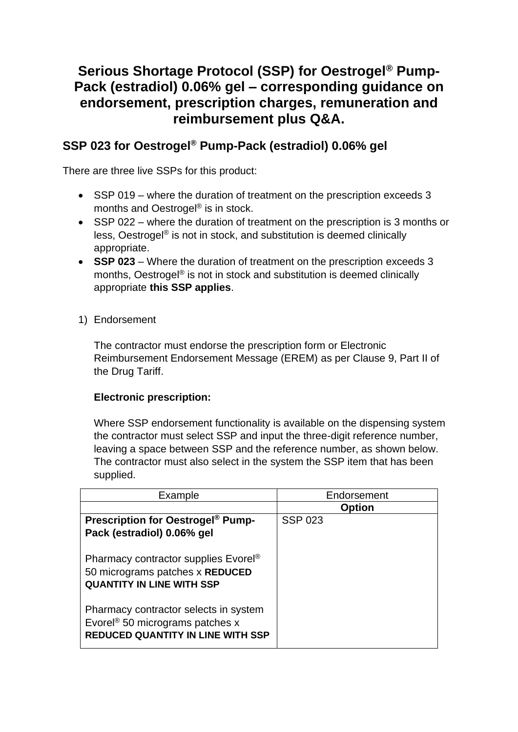# Serious Shortage Protocol (SSP) for Oestrogel® Pump-Pack (estradiol) 0.06% gel – corresponding guidance on endorsement, prescription charges, remuneration and reimbursement plus Q&A.

## SSP 023 for Oestrogel® Pump-Pack (estradiol) 0.06% gel

There are three live SSPs for this product:

- SSP 019 – where the duration of treatment on the prescription exceeds 3 months and Oestrogel® is in stock.
- SSP 022 – where the duration of treatment on the prescription is 3 months or less, Oestrogel® is not in stock, and substitution is deemed clinically appropriate.
- **SSP 023** – Where the duration of treatment on the prescription exceeds 3 months, Oestrogel® is not in stock and substitution is deemed clinically appropriate **this SSP applies**.

1) Endorsement

   The contractor must endorse the prescription form or Electronic Reimbursement Endorsement Message (EREM) as per Clause 9, Part II of the Drug Tariff.

   **Electronic prescription:**

   Where SSP endorsement functionality is available on the dispensing system the contractor must select SSP and input the three-digit reference number, leaving a space between SSP and the reference number, as shown below. The contractor must also select in the system the SSP item that has been supplied.

| Example | Endorsement |
|---|---|
| | **Option** |
| **Prescription for Oestrogel® Pump-Pack (estradiol) 0.06% gel**<br><br>Pharmacy contractor supplies Evorel® 50 micrograms patches x **REDUCED QUANTITY IN LINE WITH SSP**<br><br>Pharmacy contractor selects in system Evorel® 50 micrograms patches x **REDUCED QUANTITY IN LINE WITH SSP** | SSP 023 |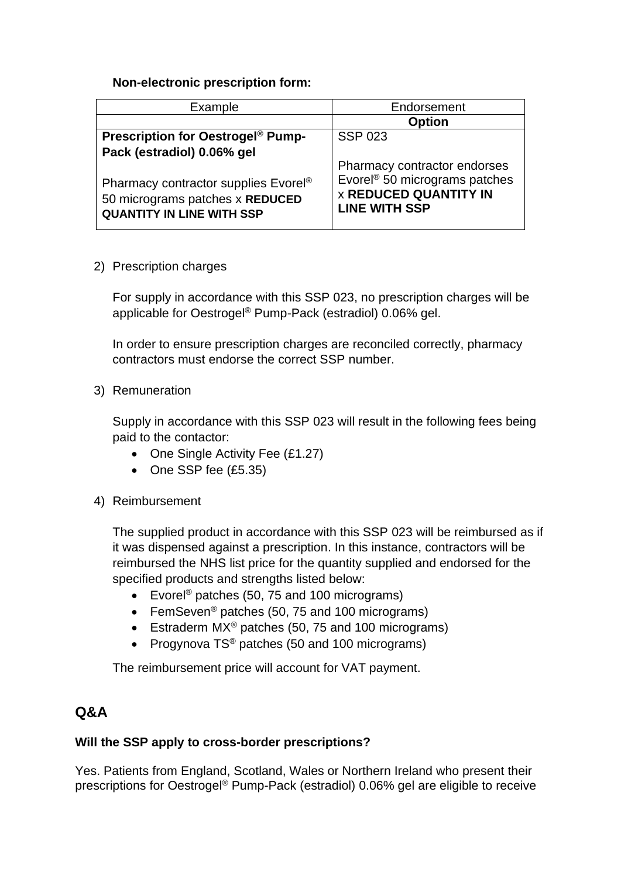**Non-electronic prescription form:**

| Example | Endorsement |
| --- | --- |
| | **Option** |
| **Prescription for Oestrogel® Pump-Pack (estradiol) 0.06% gel**<br><br>Pharmacy contractor supplies Evorel® 50 micrograms patches x **REDUCED QUANTITY IN LINE WITH SSP** | SSP 023<br><br>Pharmacy contractor endorses Evorel® 50 micrograms patches x **REDUCED QUANTITY IN LINE WITH SSP** |

2) Prescription charges

   For supply in accordance with this SSP 023, no prescription charges will be applicable for Oestrogel® Pump-Pack (estradiol) 0.06% gel.

   In order to ensure prescription charges are reconciled correctly, pharmacy contractors must endorse the correct SSP number.

3) Remuneration

   Supply in accordance with this SSP 023 will result in the following fees being paid to the contactor:

   - One Single Activity Fee (£1.27)
   - One SSP fee (£5.35)

4) Reimbursement

   The supplied product in accordance with this SSP 023 will be reimbursed as if it was dispensed against a prescription. In this instance, contractors will be reimbursed the NHS list price for the quantity supplied and endorsed for the specified products and strengths listed below:

   - Evorel® patches (50, 75 and 100 micrograms)
   - FemSeven® patches (50, 75 and 100 micrograms)
   - Estraderm MX® patches (50, 75 and 100 micrograms)
   - Progynova TS® patches (50 and 100 micrograms)

   The reimbursement price will account for VAT payment.

## Q&A

**Will the SSP apply to cross-border prescriptions?**

Yes. Patients from England, Scotland, Wales or Northern Ireland who present their prescriptions for Oestrogel® Pump-Pack (estradiol) 0.06% gel are eligible to receive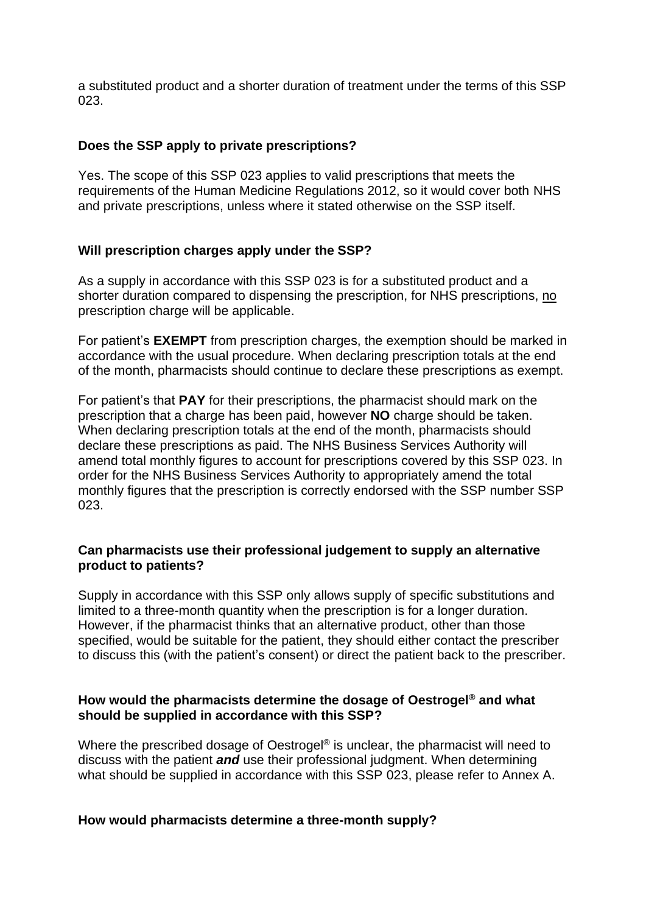a substituted product and a shorter duration of treatment under the terms of this SSP 023.

### Does the SSP apply to private prescriptions?

Yes. The scope of this SSP 023 applies to valid prescriptions that meets the requirements of the Human Medicine Regulations 2012, so it would cover both NHS and private prescriptions, unless where it stated otherwise on the SSP itself.

### Will prescription charges apply under the SSP?

As a supply in accordance with this SSP 023 is for a substituted product and a shorter duration compared to dispensing the prescription, for NHS prescriptions, no prescription charge will be applicable.

For patient's **EXEMPT** from prescription charges, the exemption should be marked in accordance with the usual procedure. When declaring prescription totals at the end of the month, pharmacists should continue to declare these prescriptions as exempt.

For patient's that **PAY** for their prescriptions, the pharmacist should mark on the prescription that a charge has been paid, however **NO** charge should be taken. When declaring prescription totals at the end of the month, pharmacists should declare these prescriptions as paid. The NHS Business Services Authority will amend total monthly figures to account for prescriptions covered by this SSP 023. In order for the NHS Business Services Authority to appropriately amend the total monthly figures that the prescription is correctly endorsed with the SSP number SSP 023.

### Can pharmacists use their professional judgement to supply an alternative product to patients?

Supply in accordance with this SSP only allows supply of specific substitutions and limited to a three-month quantity when the prescription is for a longer duration. However, if the pharmacist thinks that an alternative product, other than those specified, would be suitable for the patient, they should either contact the prescriber to discuss this (with the patient's consent) or direct the patient back to the prescriber.

### How would the pharmacists determine the dosage of Oestrogel® and what should be supplied in accordance with this SSP?

Where the prescribed dosage of Oestrogel® is unclear, the pharmacist will need to discuss with the patient ***and*** use their professional judgment. When determining what should be supplied in accordance with this SSP 023, please refer to Annex A.

### How would pharmacists determine a three-month supply?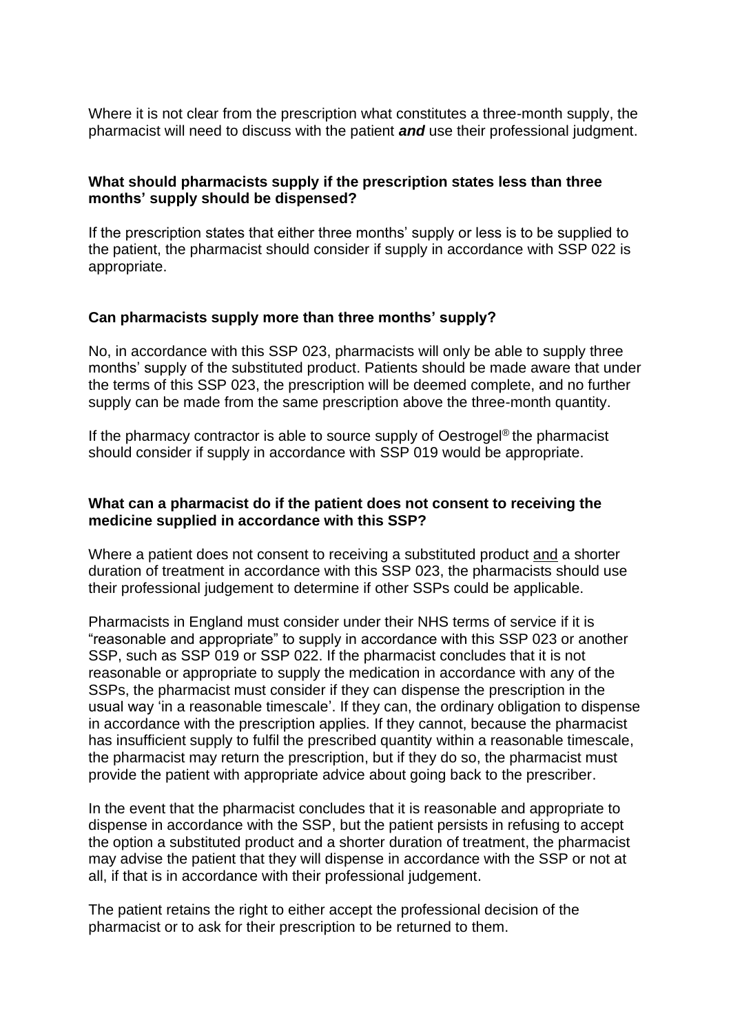Where it is not clear from the prescription what constitutes a three-month supply, the pharmacist will need to discuss with the patient ***and*** use their professional judgment.

**What should pharmacists supply if the prescription states less than three months' supply should be dispensed?**

If the prescription states that either three months' supply or less is to be supplied to the patient, the pharmacist should consider if supply in accordance with SSP 022 is appropriate.

**Can pharmacists supply more than three months' supply?**

No, in accordance with this SSP 023, pharmacists will only be able to supply three months' supply of the substituted product. Patients should be made aware that under the terms of this SSP 023, the prescription will be deemed complete, and no further supply can be made from the same prescription above the three-month quantity.

If the pharmacy contractor is able to source supply of Oestrogel® the pharmacist should consider if supply in accordance with SSP 019 would be appropriate.

**What can a pharmacist do if the patient does not consent to receiving the medicine supplied in accordance with this SSP?**

Where a patient does not consent to receiving a substituted product <u>and</u> a shorter duration of treatment in accordance with this SSP 023, the pharmacists should use their professional judgement to determine if other SSPs could be applicable.

Pharmacists in England must consider under their NHS terms of service if it is "reasonable and appropriate" to supply in accordance with this SSP 023 or another SSP, such as SSP 019 or SSP 022. If the pharmacist concludes that it is not reasonable or appropriate to supply the medication in accordance with any of the SSPs, the pharmacist must consider if they can dispense the prescription in the usual way 'in a reasonable timescale'. If they can, the ordinary obligation to dispense in accordance with the prescription applies. If they cannot, because the pharmacist has insufficient supply to fulfil the prescribed quantity within a reasonable timescale, the pharmacist may return the prescription, but if they do so, the pharmacist must provide the patient with appropriate advice about going back to the prescriber.

In the event that the pharmacist concludes that it is reasonable and appropriate to dispense in accordance with the SSP, but the patient persists in refusing to accept the option a substituted product and a shorter duration of treatment, the pharmacist may advise the patient that they will dispense in accordance with the SSP or not at all, if that is in accordance with their professional judgement.

The patient retains the right to either accept the professional decision of the pharmacist or to ask for their prescription to be returned to them.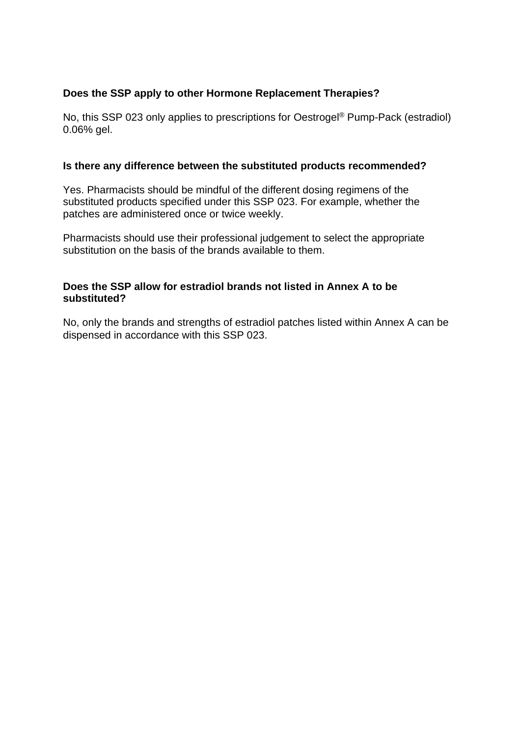**Does the SSP apply to other Hormone Replacement Therapies?**

No, this SSP 023 only applies to prescriptions for Oestrogel® Pump-Pack (estradiol) 0.06% gel.

**Is there any difference between the substituted products recommended?**

Yes. Pharmacists should be mindful of the different dosing regimens of the substituted products specified under this SSP 023. For example, whether the patches are administered once or twice weekly.

Pharmacists should use their professional judgement to select the appropriate substitution on the basis of the brands available to them.

**Does the SSP allow for estradiol brands not listed in Annex A to be substituted?**

No, only the brands and strengths of estradiol patches listed within Annex A can be dispensed in accordance with this SSP 023.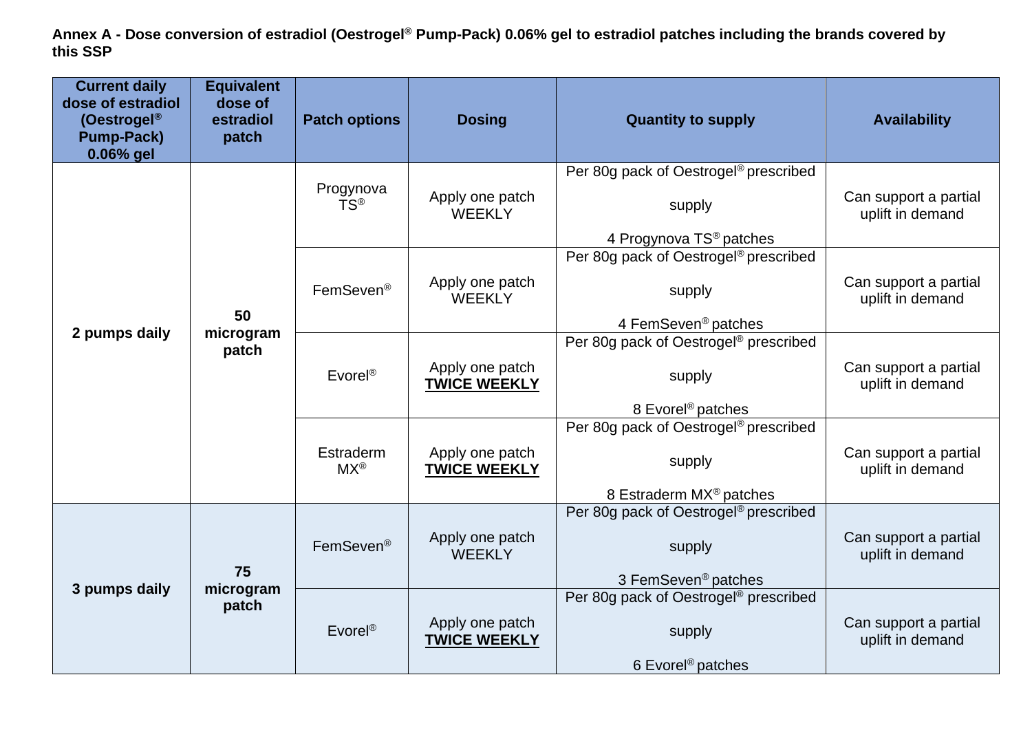**Annex A - Dose conversion of estradiol (Oestrogel® Pump-Pack) 0.06% gel to estradiol patches including the brands covered by this SSP**

| Current daily dose of estradiol (Oestrogel® Pump-Pack) 0.06% gel | Equivalent dose of estradiol patch | Patch options | Dosing | Quantity to supply | Availability |
|---|---|---|---|---|---|
| **2 pumps daily** | **50 microgram patch** | Progynova TS® | Apply one patch WEEKLY | Per 80g pack of Oestrogel® prescribed supply 4 Progynova TS® patches | Can support a partial uplift in demand |
| | | FemSeven® | Apply one patch WEEKLY | Per 80g pack of Oestrogel® prescribed supply 4 FemSeven® patches | Can support a partial uplift in demand |
| | | Evorel® | Apply one patch **TWICE WEEKLY** | Per 80g pack of Oestrogel® prescribed supply 8 Evorel® patches | Can support a partial uplift in demand |
| | | Estraderm MX® | Apply one patch **TWICE WEEKLY** | Per 80g pack of Oestrogel® prescribed supply 8 Estraderm MX® patches | Can support a partial uplift in demand |
| **3 pumps daily** | **75 microgram patch** | FemSeven® | Apply one patch WEEKLY | Per 80g pack of Oestrogel® prescribed supply 3 FemSeven® patches | Can support a partial uplift in demand |
| | | Evorel® | Apply one patch **TWICE WEEKLY** | Per 80g pack of Oestrogel® prescribed supply 6 Evorel® patches | Can support a partial uplift in demand |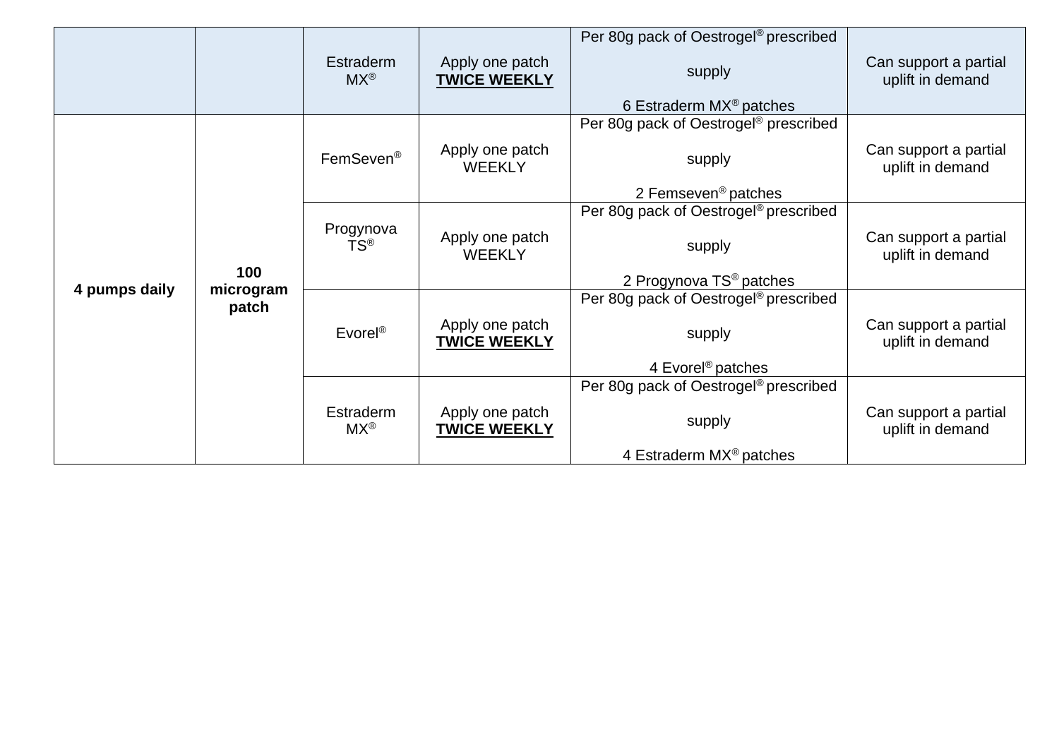| | | | | | |
|---|---|---|---|---|---|
| | | Estraderm MX® | Apply one patch **TWICE WEEKLY** | Per 80g pack of Oestrogel® prescribed<br><br>supply<br><br>6 Estraderm MX® patches | Can support a partial uplift in demand |
| **4 pumps daily** | **100 microgram patch** | FemSeven® | Apply one patch WEEKLY | Per 80g pack of Oestrogel® prescribed<br><br>supply<br><br>2 Femseven® patches | Can support a partial uplift in demand |
| | | Progynova TS® | Apply one patch WEEKLY | Per 80g pack of Oestrogel® prescribed<br><br>supply<br><br>2 Progynova TS® patches | Can support a partial uplift in demand |
| | | Evorel® | Apply one patch **TWICE WEEKLY** | Per 80g pack of Oestrogel® prescribed<br><br>supply<br><br>4 Evorel® patches | Can support a partial uplift in demand |
| | | Estraderm MX® | Apply one patch **TWICE WEEKLY** | Per 80g pack of Oestrogel® prescribed<br><br>supply<br><br>4 Estraderm MX® patches | Can support a partial uplift in demand |